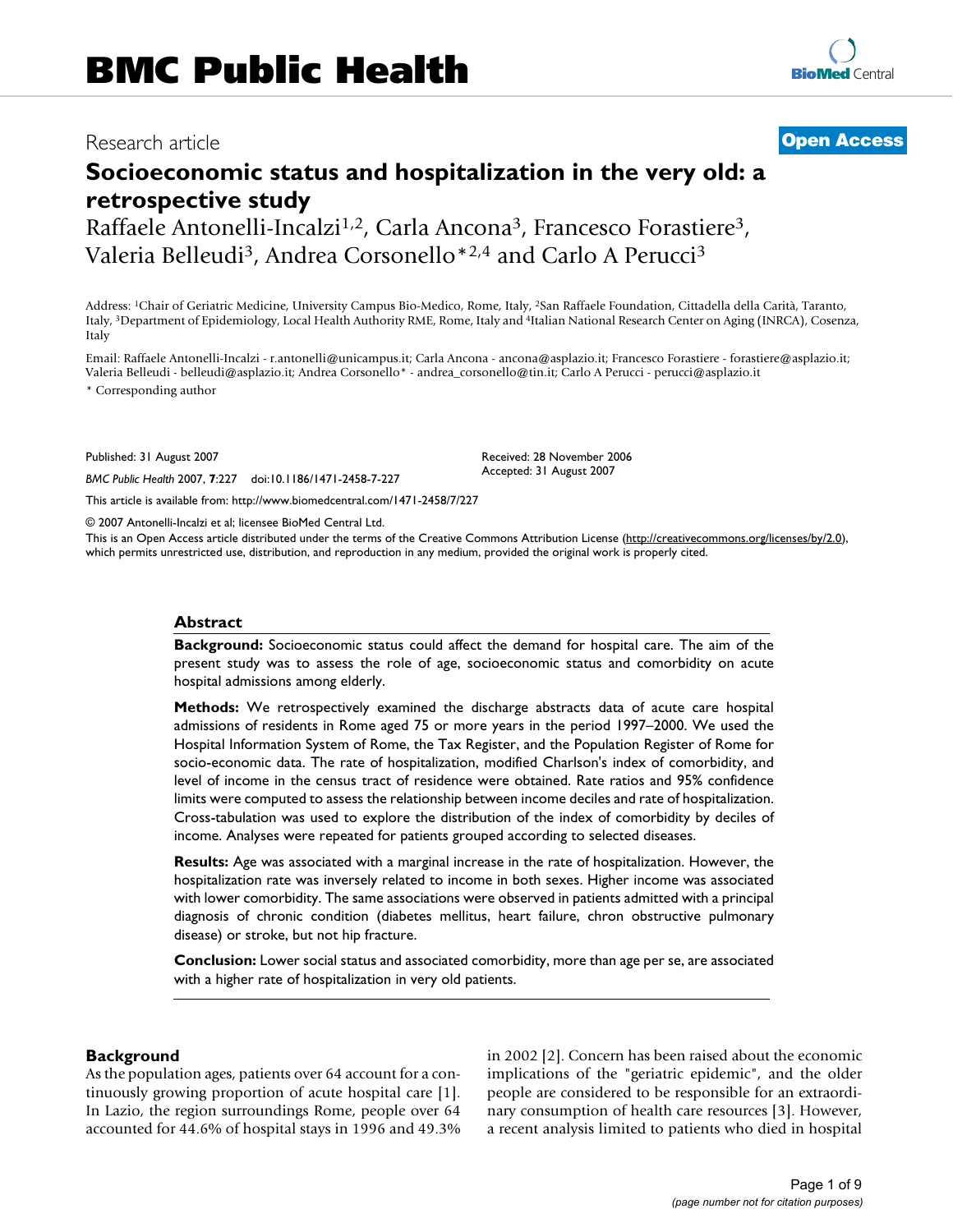BMC Public Health

Research article

**Open Access**

# Socioeconomic status and hospitalization in the very old: a retrospective study

Raffaele Antonelli-Incalzi[1,2], Carla Ancona[3], Francesco Forastiere[3], Valeria Belleudi[3], Andrea Corsonello*[2,4] and Carlo A Perucci[3]

Address: [1]Chair of Geriatric Medicine, University Campus Bio-Medico, Rome, Italy, [2]San Raffaele Foundation, Cittadella della Carità, Taranto, Italy, [3]Department of Epidemiology, Local Health Authority RME, Rome, Italy and [4]Italian National Research Center on Aging (INRCA), Cosenza, Italy

Email: Raffaele Antonelli-Incalzi - r.antonelli@unicampus.it; Carla Ancona - ancona@asplazio.it; Francesco Forastiere - forastiere@asplazio.it; Valeria Belleudi - belleudi@asplazio.it; Andrea Corsonello* - andrea_corsonello@tin.it; Carlo A Perucci - perucci@asplazio.it

\* Corresponding author

Published: 31 August 2007

*BMC Public Health* 2007, **7**:227 doi:10.1186/1471-2458-7-227

Received: 28 November 2006
Accepted: 31 August 2007

This article is available from: http://www.biomedcentral.com/1471-2458/7/227

© 2007 Antonelli-Incalzi et al; licensee BioMed Central Ltd.

This is an Open Access article distributed under the terms of the Creative Commons Attribution License (http://creativecommons.org/licenses/by/2.0), which permits unrestricted use, distribution, and reproduction in any medium, provided the original work is properly cited.

## Abstract

**Background:** Socioeconomic status could affect the demand for hospital care. The aim of the present study was to assess the role of age, socioeconomic status and comorbidity on acute hospital admissions among elderly.

**Methods:** We retrospectively examined the discharge abstracts data of acute care hospital admissions of residents in Rome aged 75 or more years in the period 1997–2000. We used the Hospital Information System of Rome, the Tax Register, and the Population Register of Rome for socio-economic data. The rate of hospitalization, modified Charlson's index of comorbidity, and level of income in the census tract of residence were obtained. Rate ratios and 95% confidence limits were computed to assess the relationship between income deciles and rate of hospitalization. Cross-tabulation was used to explore the distribution of the index of comorbidity by deciles of income. Analyses were repeated for patients grouped according to selected diseases.

**Results:** Age was associated with a marginal increase in the rate of hospitalization. However, the hospitalization rate was inversely related to income in both sexes. Higher income was associated with lower comorbidity. The same associations were observed in patients admitted with a principal diagnosis of chronic condition (diabetes mellitus, heart failure, chron obstructive pulmonary disease) or stroke, but not hip fracture.

**Conclusion:** Lower social status and associated comorbidity, more than age per se, are associated with a higher rate of hospitalization in very old patients.

## Background

As the population ages, patients over 64 account for a continuously growing proportion of acute hospital care [1]. In Lazio, the region surroundings Rome, people over 64 accounted for 44.6% of hospital stays in 1996 and 49.3% in 2002 [2]. Concern has been raised about the economic implications of the "geriatric epidemic", and the older people are considered to be responsible for an extraordinary consumption of health care resources [3]. However, a recent analysis limited to patients who died in hospital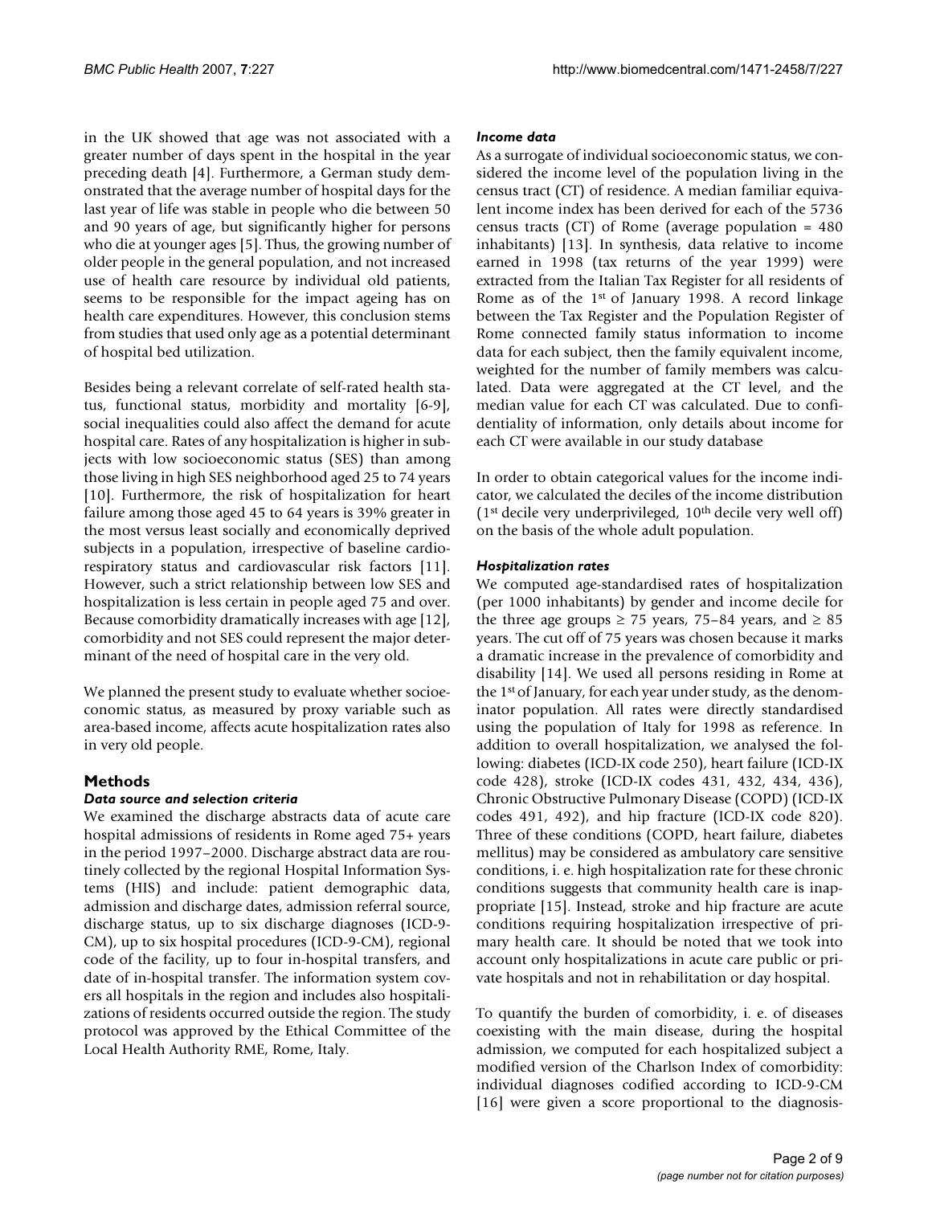in the UK showed that age was not associated with a greater number of days spent in the hospital in the year preceding death [4]. Furthermore, a German study demonstrated that the average number of hospital days for the last year of life was stable in people who die between 50 and 90 years of age, but significantly higher for persons who die at younger ages [5]. Thus, the growing number of older people in the general population, and not increased use of health care resource by individual old patients, seems to be responsible for the impact ageing has on health care expenditures. However, this conclusion stems from studies that used only age as a potential determinant of hospital bed utilization.

Besides being a relevant correlate of self-rated health status, functional status, morbidity and mortality [6-9], social inequalities could also affect the demand for acute hospital care. Rates of any hospitalization is higher in subjects with low socioeconomic status (SES) than among those living in high SES neighborhood aged 25 to 74 years [10]. Furthermore, the risk of hospitalization for heart failure among those aged 45 to 64 years is 39% greater in the most versus least socially and economically deprived subjects in a population, irrespective of baseline cardiorespiratory status and cardiovascular risk factors [11]. However, such a strict relationship between low SES and hospitalization is less certain in people aged 75 and over. Because comorbidity dramatically increases with age [12], comorbidity and not SES could represent the major determinant of the need of hospital care in the very old.

We planned the present study to evaluate whether socioeconomic status, as measured by proxy variable such as area-based income, affects acute hospitalization rates also in very old people.

## Methods

### *Data source and selection criteria*

We examined the discharge abstracts data of acute care hospital admissions of residents in Rome aged 75+ years in the period 1997–2000. Discharge abstract data are routinely collected by the regional Hospital Information Systems (HIS) and include: patient demographic data, admission and discharge dates, admission referral source, discharge status, up to six discharge diagnoses (ICD-9-CM), up to six hospital procedures (ICD-9-CM), regional code of the facility, up to four in-hospital transfers, and date of in-hospital transfer. The information system covers all hospitals in the region and includes also hospitalizations of residents occurred outside the region. The study protocol was approved by the Ethical Committee of the Local Health Authority RME, Rome, Italy.

### *Income data*

As a surrogate of individual socioeconomic status, we considered the income level of the population living in the census tract (CT) of residence. A median familiar equivalent income index has been derived for each of the 5736 census tracts (CT) of Rome (average population = 480 inhabitants) [13]. In synthesis, data relative to income earned in 1998 (tax returns of the year 1999) were extracted from the Italian Tax Register for all residents of Rome as of the 1st of January 1998. A record linkage between the Tax Register and the Population Register of Rome connected family status information to income data for each subject, then the family equivalent income, weighted for the number of family members was calculated. Data were aggregated at the CT level, and the median value for each CT was calculated. Due to confidentiality of information, only details about income for each CT were available in our study database

In order to obtain categorical values for the income indicator, we calculated the deciles of the income distribution (1st decile very underprivileged, 10th decile very well off) on the basis of the whole adult population.

### *Hospitalization rates*

We computed age-standardised rates of hospitalization (per 1000 inhabitants) by gender and income decile for the three age groups ≥ 75 years, 75–84 years, and ≥ 85 years. The cut off of 75 years was chosen because it marks a dramatic increase in the prevalence of comorbidity and disability [14]. We used all persons residing in Rome at the 1st of January, for each year under study, as the denominator population. All rates were directly standardised using the population of Italy for 1998 as reference. In addition to overall hospitalization, we analysed the following: diabetes (ICD-IX code 250), heart failure (ICD-IX code 428), stroke (ICD-IX codes 431, 432, 434, 436), Chronic Obstructive Pulmonary Disease (COPD) (ICD-IX codes 491, 492), and hip fracture (ICD-IX code 820). Three of these conditions (COPD, heart failure, diabetes mellitus) may be considered as ambulatory care sensitive conditions, i. e. high hospitalization rate for these chronic conditions suggests that community health care is inappropriate [15]. Instead, stroke and hip fracture are acute conditions requiring hospitalization irrespective of primary health care. It should be noted that we took into account only hospitalizations in acute care public or private hospitals and not in rehabilitation or day hospital.

To quantify the burden of comorbidity, i. e. of diseases coexisting with the main disease, during the hospital admission, we computed for each hospitalized subject a modified version of the Charlson Index of comorbidity: individual diagnoses codified according to ICD-9-CM [16] were given a score proportional to the diagnosis-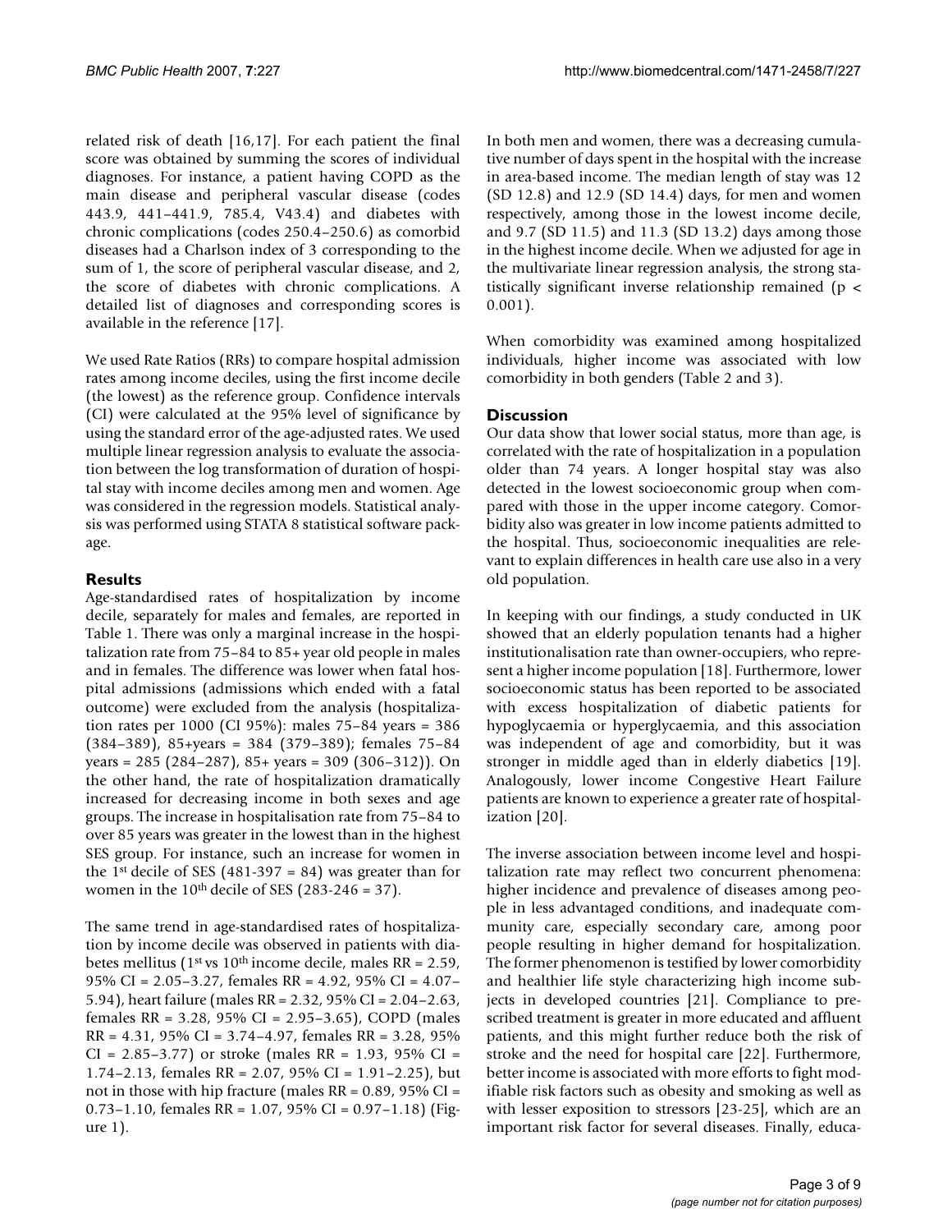related risk of death [16,17]. For each patient the final score was obtained by summing the scores of individual diagnoses. For instance, a patient having COPD as the main disease and peripheral vascular disease (codes 443.9, 441–441.9, 785.4, V43.4) and diabetes with chronic complications (codes 250.4–250.6) as comorbid diseases had a Charlson index of 3 corresponding to the sum of 1, the score of peripheral vascular disease, and 2, the score of diabetes with chronic complications. A detailed list of diagnoses and corresponding scores is available in the reference [17].

We used Rate Ratios (RRs) to compare hospital admission rates among income deciles, using the first income decile (the lowest) as the reference group. Confidence intervals (CI) were calculated at the 95% level of significance by using the standard error of the age-adjusted rates. We used multiple linear regression analysis to evaluate the association between the log transformation of duration of hospital stay with income deciles among men and women. Age was considered in the regression models. Statistical analysis was performed using STATA 8 statistical software package.

## Results

Age-standardised rates of hospitalization by income decile, separately for males and females, are reported in Table 1. There was only a marginal increase in the hospitalization rate from 75–84 to 85+ year old people in males and in females. The difference was lower when fatal hospital admissions (admissions which ended with a fatal outcome) were excluded from the analysis (hospitalization rates per 1000 (CI 95%): males 75–84 years = 386 (384–389), 85+years = 384 (379–389); females 75–84 years = 285 (284–287), 85+ years = 309 (306–312)). On the other hand, the rate of hospitalization dramatically increased for decreasing income in both sexes and age groups. The increase in hospitalisation rate from 75–84 to over 85 years was greater in the lowest than in the highest SES group. For instance, such an increase for women in the 1[st] decile of SES (481-397 = 84) was greater than for women in the 10[th] decile of SES (283-246 = 37).

The same trend in age-standardised rates of hospitalization by income decile was observed in patients with diabetes mellitus (1[st] vs 10[th] income decile, males RR = 2.59, 95% CI = 2.05–3.27, females RR = 4.92, 95% CI = 4.07–5.94), heart failure (males RR = 2.32, 95% CI = 2.04–2.63, females RR = 3.28, 95% CI = 2.95–3.65), COPD (males RR = 4.31, 95% CI = 3.74–4.97, females RR = 3.28, 95% CI = 2.85–3.77) or stroke (males RR = 1.93, 95% CI = 1.74–2.13, females RR = 2.07, 95% CI = 1.91–2.25), but not in those with hip fracture (males RR = 0.89, 95% CI = 0.73–1.10, females RR = 1.07, 95% CI = 0.97–1.18) (Figure 1).

In both men and women, there was a decreasing cumulative number of days spent in the hospital with the increase in area-based income. The median length of stay was 12 (SD 12.8) and 12.9 (SD 14.4) days, for men and women respectively, among those in the lowest income decile, and 9.7 (SD 11.5) and 11.3 (SD 13.2) days among those in the highest income decile. When we adjusted for age in the multivariate linear regression analysis, the strong statistically significant inverse relationship remained ($p < 0.001$).

When comorbidity was examined among hospitalized individuals, higher income was associated with low comorbidity in both genders (Table 2 and 3).

## Discussion

Our data show that lower social status, more than age, is correlated with the rate of hospitalization in a population older than 74 years. A longer hospital stay was also detected in the lowest socioeconomic group when compared with those in the upper income category. Comorbidity also was greater in low income patients admitted to the hospital. Thus, socioeconomic inequalities are relevant to explain differences in health care use also in a very old population.

In keeping with our findings, a study conducted in UK showed that an elderly population tenants had a higher institutionalisation rate than owner-occupiers, who represent a higher income population [18]. Furthermore, lower socioeconomic status has been reported to be associated with excess hospitalization of diabetic patients for hypoglycaemia or hyperglycaemia, and this association was independent of age and comorbidity, but it was stronger in middle aged than in elderly diabetics [19]. Analogously, lower income Congestive Heart Failure patients are known to experience a greater rate of hospitalization [20].

The inverse association between income level and hospitalization rate may reflect two concurrent phenomena: higher incidence and prevalence of diseases among people in less advantaged conditions, and inadequate community care, especially secondary care, among poor people resulting in higher demand for hospitalization. The former phenomenon is testified by lower comorbidity and healthier life style characterizing high income subjects in developed countries [21]. Compliance to prescribed treatment is greater in more educated and affluent patients, and this might further reduce both the risk of stroke and the need for hospital care [22]. Furthermore, better income is associated with more efforts to fight modifiable risk factors such as obesity and smoking as well as with lesser exposition to stressors [23-25], which are an important risk factor for several diseases. Finally, educa-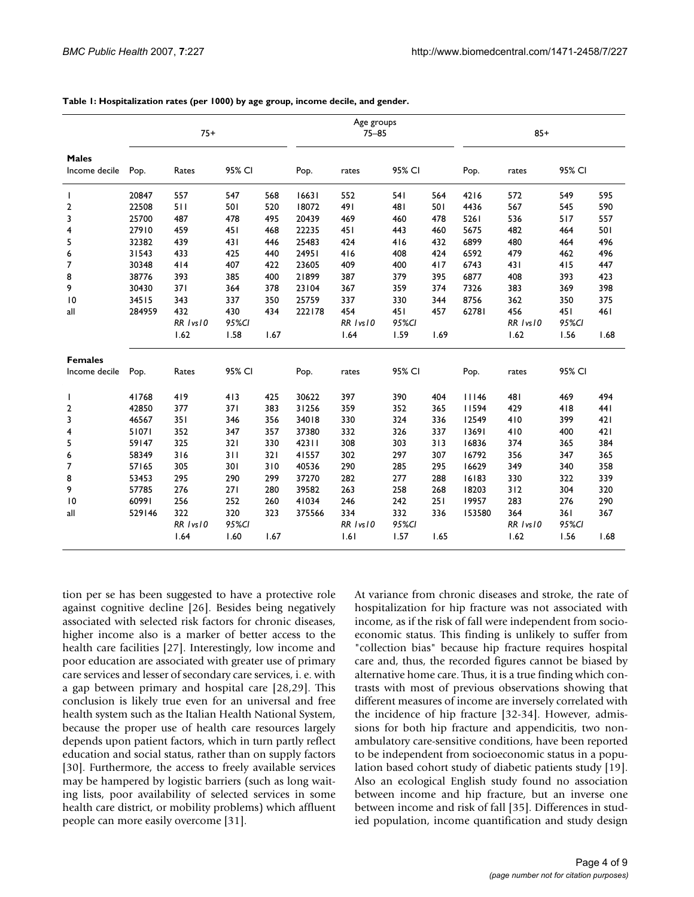**Table 1: Hospitalization rates (per 1000) by age group, income decile, and gender.**

| | Age groups | | | | | | | | | | | |
|---|---|---|---|---|---|---|---|---|---|---|---|---|
| | 75+ | | | | 75–85 | | | | 85+ | | | |
| **Males** | | | | | | | | | | | | |
| Income decile | Pop. | Rates | 95% CI | | Pop. | rates | 95% CI | | Pop. | rates | 95% CI | |
| 1 | 20847 | 557 | 547 | 568 | 16631 | 552 | 541 | 564 | 4216 | 572 | 549 | 595 |
| 2 | 22508 | 511 | 501 | 520 | 18072 | 491 | 481 | 501 | 4436 | 567 | 545 | 590 |
| 3 | 25700 | 487 | 478 | 495 | 20439 | 469 | 460 | 478 | 5261 | 536 | 517 | 557 |
| 4 | 27910 | 459 | 451 | 468 | 22235 | 451 | 443 | 460 | 5675 | 482 | 464 | 501 |
| 5 | 32382 | 439 | 431 | 446 | 25483 | 424 | 416 | 432 | 6899 | 480 | 464 | 496 |
| 6 | 31543 | 433 | 425 | 440 | 24951 | 416 | 408 | 424 | 6592 | 479 | 462 | 496 |
| 7 | 30348 | 414 | 407 | 422 | 23605 | 409 | 400 | 417 | 6743 | 431 | 415 | 447 |
| 8 | 38776 | 393 | 385 | 400 | 21899 | 387 | 379 | 395 | 6877 | 408 | 393 | 423 |
| 9 | 30430 | 371 | 364 | 378 | 23104 | 367 | 359 | 374 | 7326 | 383 | 369 | 398 |
| 10 | 34515 | 343 | 337 | 350 | 25759 | 337 | 330 | 344 | 8756 | 362 | 350 | 375 |
| all | 284959 | 432 | 430 | 434 | 222178 | 454 | 451 | 457 | 62781 | 456 | 451 | 461 |
| | | *RR 1vs10* | *95%CI* | | | *RR 1vs10* | *95%CI* | | | *RR 1vs10* | *95%CI* | |
| | | 1.62 | 1.58 | 1.67 | | 1.64 | 1.59 | 1.69 | | 1.62 | 1.56 | 1.68 |
| **Females** | | | | | | | | | | | | |
| Income decile | Pop. | Rates | 95% CI | | Pop. | rates | 95% CI | | Pop. | rates | 95% CI | |
| 1 | 41768 | 419 | 413 | 425 | 30622 | 397 | 390 | 404 | 11146 | 481 | 469 | 494 |
| 2 | 42850 | 377 | 371 | 383 | 31256 | 359 | 352 | 365 | 11594 | 429 | 418 | 441 |
| 3 | 46567 | 351 | 346 | 356 | 34018 | 330 | 324 | 336 | 12549 | 410 | 399 | 421 |
| 4 | 51071 | 352 | 347 | 357 | 37380 | 332 | 326 | 337 | 13691 | 410 | 400 | 421 |
| 5 | 59147 | 325 | 321 | 330 | 42311 | 308 | 303 | 313 | 16836 | 374 | 365 | 384 |
| 6 | 58349 | 316 | 311 | 321 | 41557 | 302 | 297 | 307 | 16792 | 356 | 347 | 365 |
| 7 | 57165 | 305 | 301 | 310 | 40536 | 290 | 285 | 295 | 16629 | 349 | 340 | 358 |
| 8 | 53453 | 295 | 290 | 299 | 37270 | 282 | 277 | 288 | 16183 | 330 | 322 | 339 |
| 9 | 57785 | 276 | 271 | 280 | 39582 | 263 | 258 | 268 | 18203 | 312 | 304 | 320 |
| 10 | 60991 | 256 | 252 | 260 | 41034 | 246 | 242 | 251 | 19957 | 283 | 276 | 290 |
| all | 529146 | 322 | 320 | 323 | 375566 | 334 | 332 | 336 | 153580 | 364 | 361 | 367 |
| | | *RR 1vs10* | *95%CI* | | | *RR 1vs10* | *95%CI* | | | *RR 1vs10* | *95%CI* | |
| | | 1.64 | 1.60 | 1.67 | | 1.61 | 1.57 | 1.65 | | 1.62 | 1.56 | 1.68 |

tion per se has been suggested to have a protective role against cognitive decline [26]. Besides being negatively associated with selected risk factors for chronic diseases, higher income also is a marker of better access to the health care facilities [27]. Interestingly, low income and poor education are associated with greater use of primary care services and lesser of secondary care services, i. e. with a gap between primary and hospital care [28,29]. This conclusion is likely true even for an universal and free health system such as the Italian Health National System, because the proper use of health care resources largely depends upon patient factors, which in turn partly reflect education and social status, rather than on supply factors [30]. Furthermore, the access to freely available services may be hampered by logistic barriers (such as long waiting lists, poor availability of selected services in some health care district, or mobility problems) which affluent people can more easily overcome [31].

At variance from chronic diseases and stroke, the rate of hospitalization for hip fracture was not associated with income, as if the risk of fall were independent from socioeconomic status. This finding is unlikely to suffer from "collection bias" because hip fracture requires hospital care and, thus, the recorded figures cannot be biased by alternative home care. Thus, it is a true finding which contrasts with most of previous observations showing that different measures of income are inversely correlated with the incidence of hip fracture [32-34]. However, admissions for both hip fracture and appendicitis, two nonambulatory care-sensitive conditions, have been reported to be independent from socioeconomic status in a population based cohort study of diabetic patients study [19]. Also an ecological English study found no association between income and hip fracture, but an inverse one between income and risk of fall [35]. Differences in studied population, income quantification and study design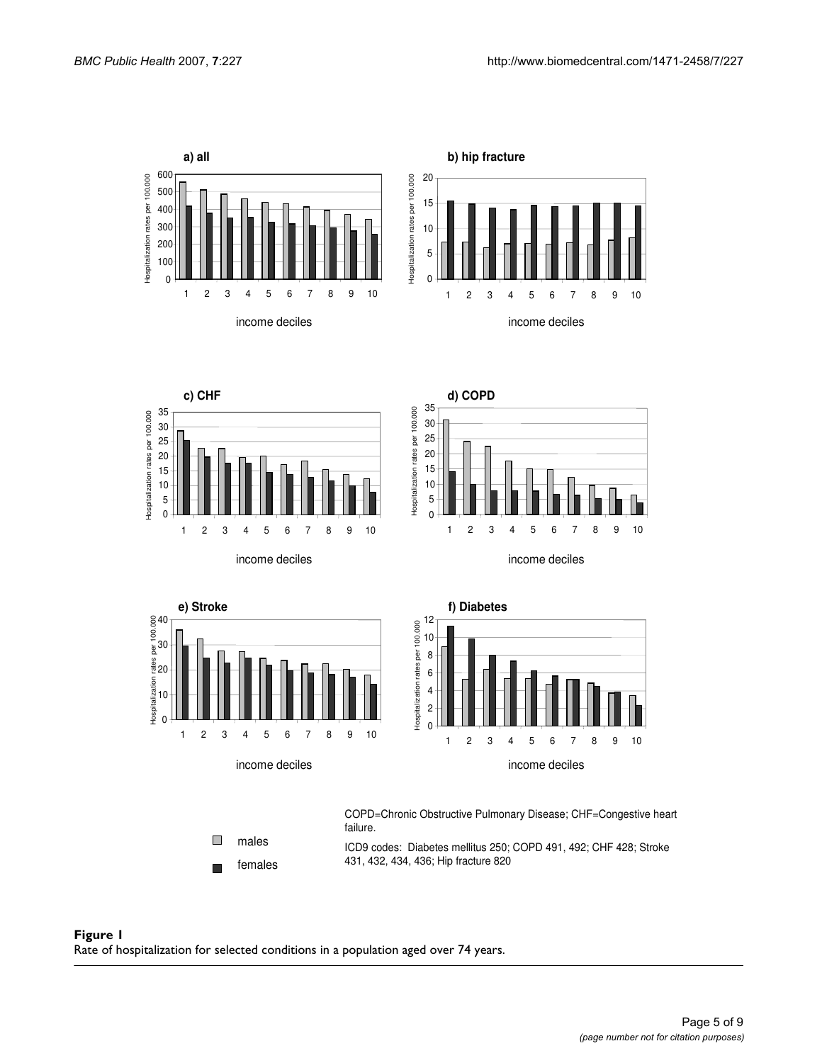**Figure 1**
Rate of hospitalization for selected conditions in a population aged over 74 years.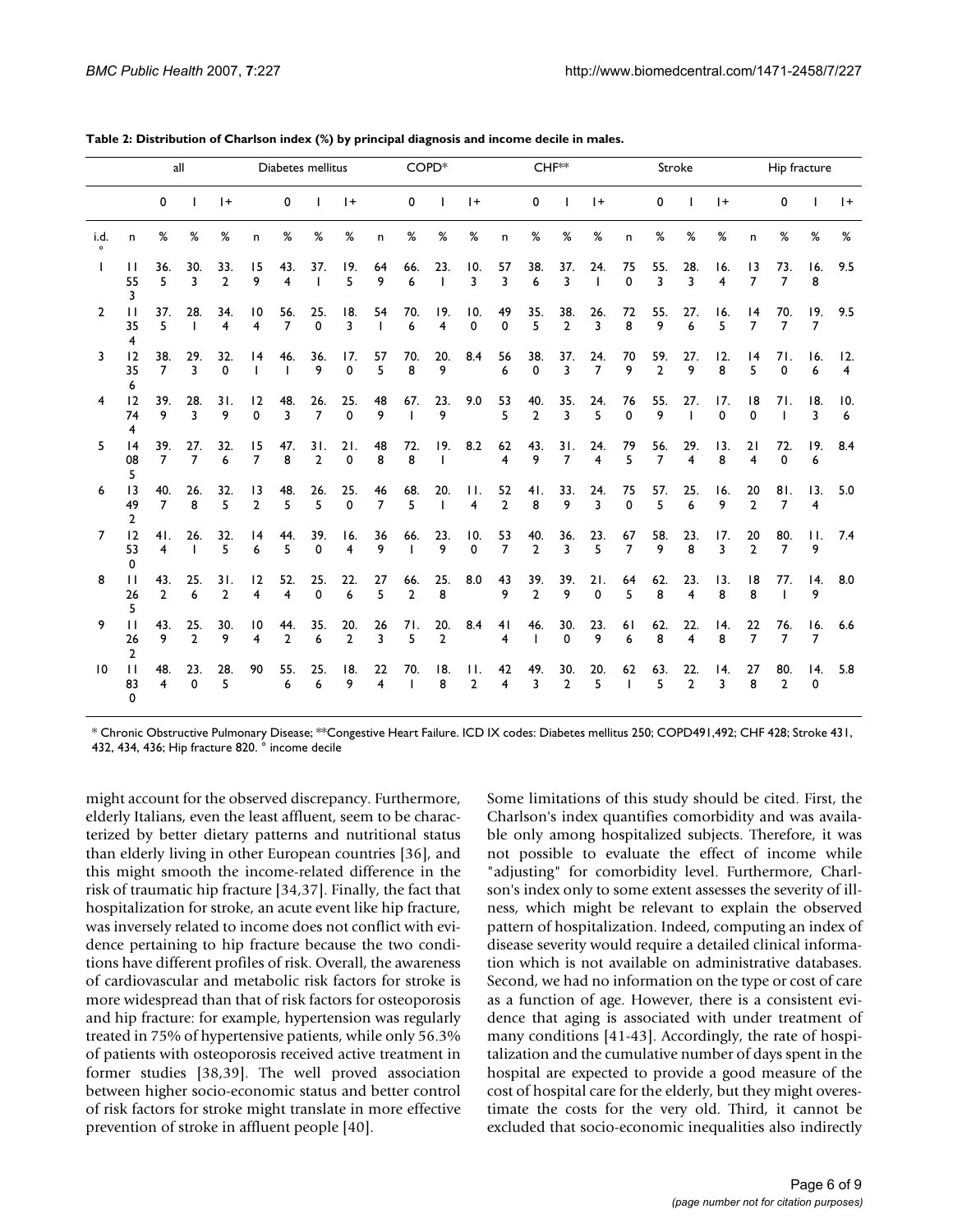**Table 2: Distribution of Charlson index (%) by principal diagnosis and income decile in males.**

| | all | | | | Diabetes mellitus | | | | COPD* | | | | CHF** | | | | Stroke | | | | Hip fracture | | | |
|---|---|---|---|---|---|---|---|---|---|---|---|---|---|---|---|---|---|---|---|---|---|---|---|---|
| | | 0 | 1 | 1+ | | 0 | 1 | 1+ | | 0 | 1 | 1+ | | 0 | 1 | 1+ | | 0 | 1 | 1+ | | 0 | 1 | 1+ |
| i.d.° | n | % | % | % | n | % | % | % | n | % | % | % | n | % | % | % | n | % | % | % | n | % | % | % |
| 1 | 11553 | 36.5 | 30.3 | 33.2 | 159 | 43.4 | 37.1 | 19.5 | 649 | 66.6 | 23.1 | 10.3 | 573 | 38.6 | 37.3 | 24.1 | 750 | 55.3 | 28.3 | 16.4 | 137 | 73.7 | 16.8 | 9.5 |
| 2 | 11354 | 37.5 | 28.1 | 34.4 | 104 | 56.7 | 25.0 | 18.3 | 541 | 70.6 | 19.4 | 10.0 | 490 | 35.5 | 38.2 | 26.3 | 728 | 55.9 | 27.6 | 16.5 | 147 | 70.7 | 19.7 | 9.5 |
| 3 | 12356 | 38.7 | 29.3 | 32.0 | 141 | 46.1 | 36.9 | 17.0 | 575 | 70.8 | 20.9 | 8.4 | 566 | 38.0 | 37.3 | 24.7 | 709 | 59.2 | 27.9 | 12.8 | 145 | 71.0 | 16.6 | 12.4 |
| 4 | 12744 | 39.9 | 28.3 | 31.9 | 120 | 48.3 | 26.7 | 25.0 | 489 | 67.1 | 23.9 | 9.0 | 535 | 40.2 | 35.3 | 24.5 | 760 | 55.9 | 27.1 | 17.0 | 180 | 71.1 | 18.3 | 10.6 |
| 5 | 14085 | 39.7 | 27.7 | 32.6 | 157 | 47.8 | 31.2 | 21.0 | 488 | 72.8 | 19.1 | 8.2 | 624 | 43.9 | 31.7 | 24.4 | 795 | 56.7 | 29.4 | 13.8 | 214 | 72.0 | 19.6 | 8.4 |
| 6 | 13492 | 40.7 | 26.8 | 32.5 | 132 | 48.5 | 26.5 | 25.0 | 467 | 68.5 | 20.1 | 11.4 | 522 | 41.8 | 33.9 | 24.3 | 750 | 57.5 | 25.6 | 16.9 | 202 | 81.7 | 13.4 | 5.0 |
| 7 | 12530 | 41.4 | 26.1 | 32.5 | 146 | 44.5 | 39.0 | 16.4 | 369 | 66.1 | 23.9 | 10.0 | 537 | 40.2 | 36.3 | 23.5 | 677 | 58.9 | 23.8 | 17.3 | 202 | 80.7 | 11.9 | 7.4 |
| 8 | 11265 | 43.2 | 25.6 | 31.2 | 124 | 52.4 | 25.0 | 22.6 | 275 | 66.2 | 25.8 | 8.0 | 439 | 39.2 | 39.9 | 21.0 | 645 | 62.8 | 23.4 | 13.8 | 188 | 77.1 | 14.9 | 8.0 |
| 9 | 11262 | 43.9 | 25.2 | 30.9 | 104 | 44.2 | 35.6 | 20.2 | 263 | 71.5 | 20.2 | 8.4 | 414 | 46.1 | 30.0 | 23.9 | 616 | 62.8 | 22.4 | 14.8 | 227 | 76.7 | 16.7 | 6.6 |
| 10 | 11830 | 48.4 | 23.0 | 28.5 | 90 | 55.6 | 25.6 | 18.9 | 224 | 70.1 | 18.8 | 11.2 | 424 | 49.3 | 30.2 | 20.5 | 621 | 63.5 | 22.2 | 14.3 | 278 | 80.2 | 14.0 | 5.8 |

\* Chronic Obstructive Pulmonary Disease; **Congestive Heart Failure. ICD IX codes: Diabetes mellitus 250; COPD491,492; CHF 428; Stroke 431, 432, 434, 436; Hip fracture 820. ° income decile

might account for the observed discrepancy. Furthermore, elderly Italians, even the least affluent, seem to be characterized by better dietary patterns and nutritional status than elderly living in other European countries [36], and this might smooth the income-related difference in the risk of traumatic hip fracture [34,37]. Finally, the fact that hospitalization for stroke, an acute event like hip fracture, was inversely related to income does not conflict with evidence pertaining to hip fracture because the two conditions have different profiles of risk. Overall, the awareness of cardiovascular and metabolic risk factors for stroke is more widespread than that of risk factors for osteoporosis and hip fracture: for example, hypertension was regularly treated in 75% of hypertensive patients, while only 56.3% of patients with osteoporosis received active treatment in former studies [38,39]. The well proved association between higher socio-economic status and better control of risk factors for stroke might translate in more effective prevention of stroke in affluent people [40].

Some limitations of this study should be cited. First, the Charlson's index quantifies comorbidity and was available only among hospitalized subjects. Therefore, it was not possible to evaluate the effect of income while "adjusting" for comorbidity level. Furthermore, Charlson's index only to some extent assesses the severity of illness, which might be relevant to explain the observed pattern of hospitalization. Indeed, computing an index of disease severity would require a detailed clinical information which is not available on administrative databases. Second, we had no information on the type or cost of care as a function of age. However, there is a consistent evidence that aging is associated with under treatment of many conditions [41-43]. Accordingly, the rate of hospitalization and the cumulative number of days spent in the hospital are expected to provide a good measure of the cost of hospital care for the elderly, but they might overestimate the costs for the very old. Third, it cannot be excluded that socio-economic inequalities also indirectly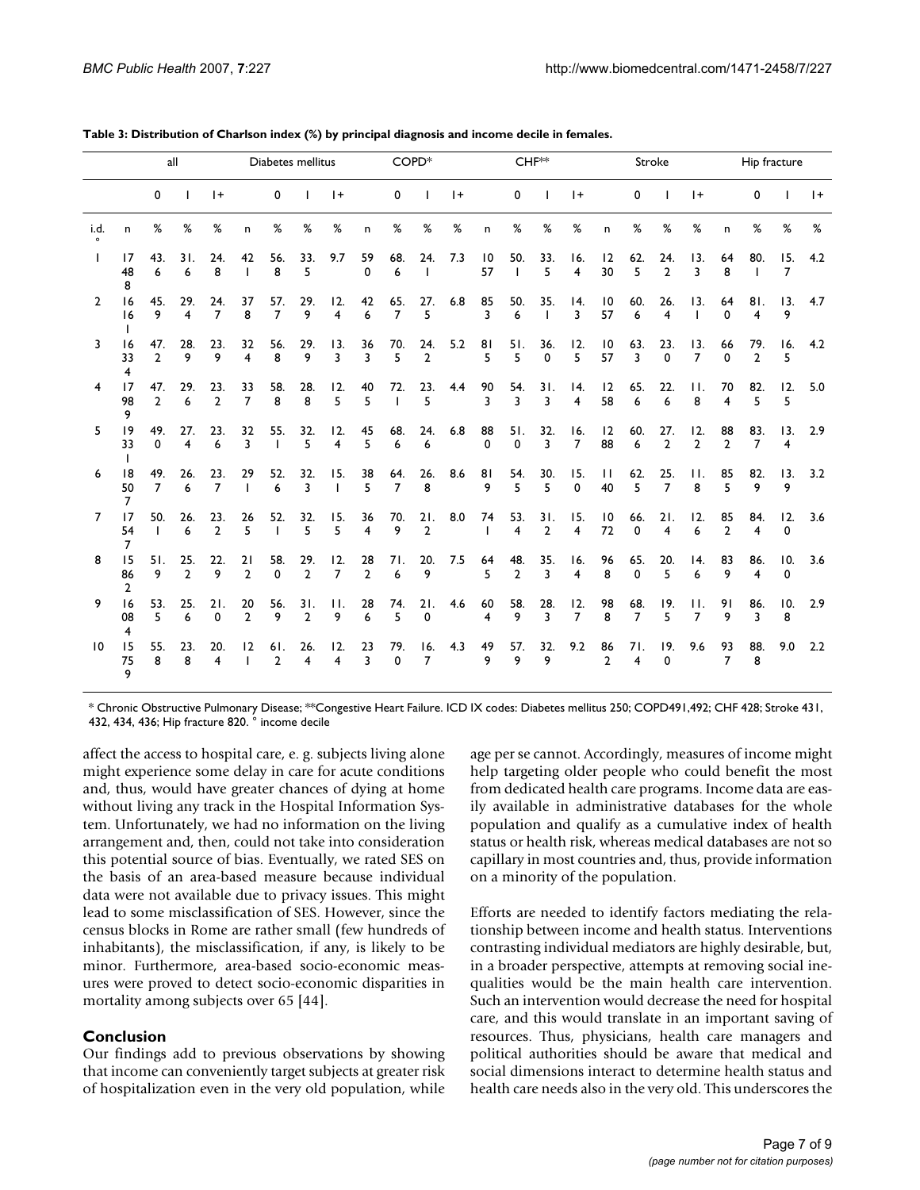**Table 3: Distribution of Charlson index (%) by principal diagnosis and income decile in females.**

| | all | | | | Diabetes mellitus | | | | COPD* | | | | CHF** | | | | Stroke | | | | Hip fracture | | | |
|---|---|---|---|---|---|---|---|---|---|---|---|---|---|---|---|---|---|---|---|---|---|---|---|---|
| | | 0 | I | I+ | | 0 | I | I+ | | 0 | I | I+ | | 0 | I | I+ | | 0 | I | I+ | | 0 | I | I+ |
| i.d.° | n | % | % | % | n | % | % | % | n | % | % | % | n | % | % | % | n | % | % | % | n | % | % | % |
| 1 | 17488 | 43.6 | 31.6 | 24.8 | 421 | 56.8 | 33.5 | 9.7 | 590 | 68.6 | 24.1 | 7.3 | 1057 | 50.1 | 33.5 | 16.4 | 1230 | 62.5 | 24.2 | 13.3 | 648 | 80.1 | 15.7 | 4.2 |
| 2 | 16161 | 45.9 | 29.4 | 24.7 | 378 | 57.7 | 29.9 | 12.4 | 426 | 65.7 | 27.5 | 6.8 | 853 | 50.6 | 35.1 | 14.3 | 1057 | 60.6 | 26.4 | 13.1 | 640 | 81.4 | 13.9 | 4.7 |
| 3 | 16334 | 47.2 | 28.9 | 23.9 | 324 | 56.8 | 29.9 | 13.3 | 363 | 70.5 | 24.2 | 5.2 | 815 | 51.5 | 36.0 | 12.5 | 1057 | 63.3 | 23.0 | 13.7 | 660 | 79.2 | 16.5 | 4.2 |
| 4 | 17989 | 47.2 | 29.6 | 23.2 | 337 | 58.8 | 28.8 | 12.5 | 405 | 72.1 | 23.5 | 4.4 | 903 | 54.3 | 31.3 | 14.4 | 1258 | 65.6 | 22.6 | 11.8 | 704 | 82.5 | 12.5 | 5.0 |
| 5 | 19331 | 49.0 | 27.4 | 23.6 | 323 | 55.1 | 32.5 | 12.4 | 455 | 68.6 | 24.6 | 6.8 | 880 | 51.0 | 32.3 | 16.7 | 1288 | 60.6 | 27.2 | 12.2 | 882 | 83.7 | 13.4 | 2.9 |
| 6 | 18507 | 49.7 | 26.6 | 23.7 | 291 | 52.6 | 32.3 | 15.1 | 385 | 64.7 | 26.8 | 8.6 | 819 | 54.5 | 30.5 | 15.0 | 1140 | 62.5 | 25.7 | 11.8 | 855 | 82.9 | 13.9 | 3.2 |
| 7 | 17547 | 50.1 | 26.6 | 23.2 | 265 | 52.1 | 32.5 | 15.5 | 364 | 70.9 | 21.2 | 8.0 | 741 | 53.4 | 31.2 | 15.4 | 1072 | 66.0 | 21.4 | 12.6 | 852 | 84.4 | 12.0 | 3.6 |
| 8 | 15862 | 51.9 | 25.2 | 22.9 | 212 | 58.0 | 29.2 | 12.7 | 282 | 71.6 | 20.9 | 7.5 | 645 | 48.2 | 35.3 | 16.4 | 968 | 65.0 | 20.5 | 14.6 | 839 | 86.4 | 10.0 | 3.6 |
| 9 | 16084 | 53.5 | 25.6 | 21.0 | 202 | 56.9 | 31.2 | 11.9 | 286 | 74.5 | 21.0 | 4.6 | 604 | 58.9 | 28.3 | 12.7 | 988 | 68.7 | 19.5 | 11.7 | 919 | 86.3 | 10.8 | 2.9 |
| 10 | 15759 | 55.8 | 23.8 | 20.4 | 121 | 61.2 | 26.4 | 12.4 | 233 | 79.0 | 16.7 | 4.3 | 499 | 57.9 | 32.9 | 9.2 | 862 | 71.4 | 19.0 | 9.6 | 937 | 88.8 | 9.0 | 2.2 |

\* Chronic Obstructive Pulmonary Disease; **Congestive Heart Failure. ICD IX codes: Diabetes mellitus 250; COPD491,492; CHF 428; Stroke 431, 432, 434, 436; Hip fracture 820. ° income decile

affect the access to hospital care, e. g. subjects living alone might experience some delay in care for acute conditions and, thus, would have greater chances of dying at home without living any track in the Hospital Information System. Unfortunately, we had no information on the living arrangement and, then, could not take into consideration this potential source of bias. Eventually, we rated SES on the basis of an area-based measure because individual data were not available due to privacy issues. This might lead to some misclassification of SES. However, since the census blocks in Rome are rather small (few hundreds of inhabitants), the misclassification, if any, is likely to be minor. Furthermore, area-based socio-economic measures were proved to detect socio-economic disparities in mortality among subjects over 65 [44].

## Conclusion

Our findings add to previous observations by showing that income can conveniently target subjects at greater risk of hospitalization even in the very old population, while age per se cannot. Accordingly, measures of income might help targeting older people who could benefit the most from dedicated health care programs. Income data are easily available in administrative databases for the whole population and qualify as a cumulative index of health status or health risk, whereas medical databases are not so capillary in most countries and, thus, provide information on a minority of the population.

Efforts are needed to identify factors mediating the relationship between income and health status. Interventions contrasting individual mediators are highly desirable, but, in a broader perspective, attempts at removing social inequalities would be the main health care intervention. Such an intervention would decrease the need for hospital care, and this would translate in an important saving of resources. Thus, physicians, health care managers and political authorities should be aware that medical and social dimensions interact to determine health status and health care needs also in the very old. This underscores the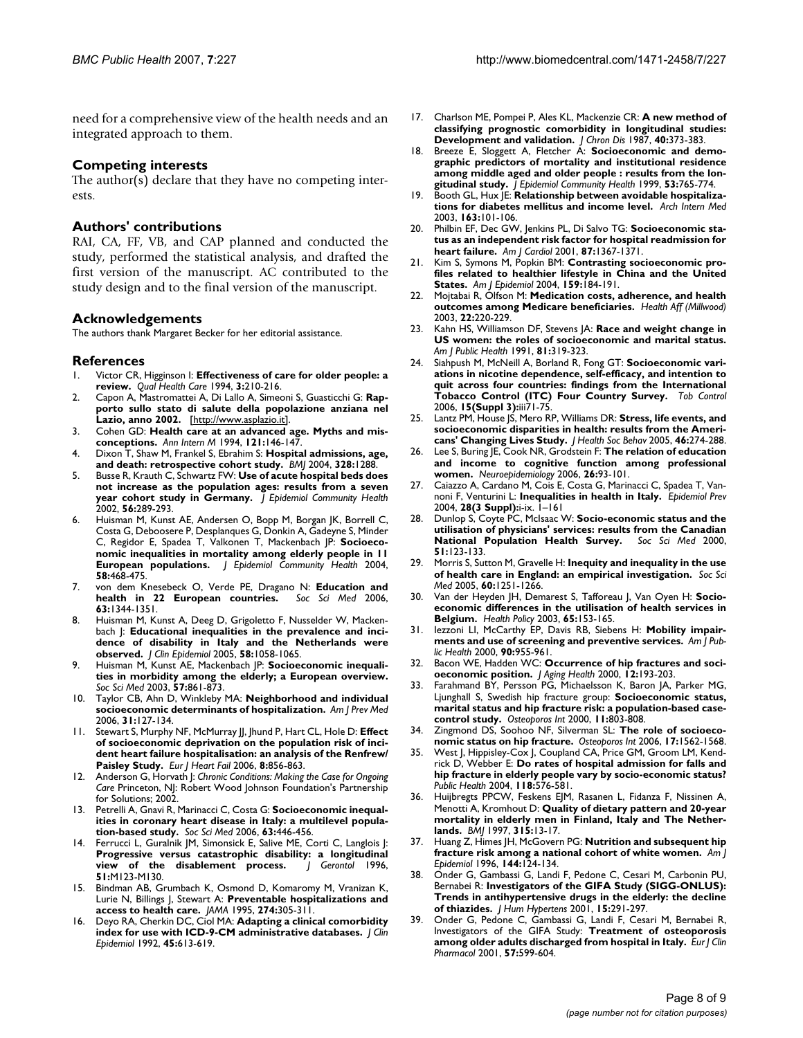need for a comprehensive view of the health needs and an integrated approach to them.

## Competing interests

The author(s) declare that they have no competing interests.

## Authors' contributions

RAI, CA, FF, VB, and CAP planned and conducted the study, performed the statistical analysis, and drafted the first version of the manuscript. AC contributed to the study design and to the final version of the manuscript.

## Acknowledgements

The authors thank Margaret Becker for her editorial assistance.

## References

1. Victor CR, Higginson I: **Effectiveness of care for older people: a review.** *Qual Health Care* 1994, **3:**210-216.
2. Capon A, Mastromattei A, Di Lallo A, Simeoni S, Guasticchi G: **Rapporto sullo stato di salute della popolazione anziana nel Lazio, anno 2002.** [http://www.asplazio.it].
3. Cohen GD: **Health care at an advanced age. Myths and misconceptions.** *Ann Intern M* 1994, **121:**146-147.
4. Dixon T, Shaw M, Frankel S, Ebrahim S: **Hospital admissions, age, and death: retrospective cohort study.** *BMJ* 2004, **328:**1288.
5. Busse R, Krauth C, Schwartz FW: **Use of acute hospital beds does not increase as the population ages: results from a seven year cohort study in Germany.** *J Epidemiol Community Health* 2002, **56:**289-293.
6. Huisman M, Kunst AE, Andersen O, Bopp M, Borgan JK, Borrell C, Costa G, Deboosere P, Desplanques G, Donkin A, Gadeyne S, Minder C, Regidor E, Spadea T, Valkonen T, Mackenbach JP: **Socioeconomic inequalities in mortality among elderly people in 11 European populations.** *J Epidemiol Community Health* 2004, **58:**468-475.
7. von dem Knesebeck O, Verde PE, Dragano N: **Education and health in 22 European countries.** *Soc Sci Med* 2006, **63:**1344-1351.
8. Huisman M, Kunst A, Deeg D, Grigoletto F, Nusselder W, Mackenbach J: **Educational inequalities in the prevalence and incidence of disability in Italy and the Netherlands were observed.** *J Clin Epidemiol* 2005, **58:**1058-1065.
9. Huisman M, Kunst AE, Mackenbach JP: **Socioeconomic inequalities in morbidity among the elderly; a European overview.** *Soc Sci Med* 2003, **57:**861-873.
10. Taylor CB, Ahn D, Winkleby MA: **Neighborhood and individual socioeconomic determinants of hospitalization.** *Am J Prev Med* 2006, **31:**127-134.
11. Stewart S, Murphy NF, McMurray JJ, Jhund P, Hart CL, Hole D: **Effect of socioeconomic deprivation on the population risk of incident heart failure hospitalisation: an analysis of the Renfrew/Paisley Study.** *Eur J Heart Fail* 2006, **8:**856-863.
12. Anderson G, Horvath J: *Chronic Conditions: Making the Case for Ongoing Care* Princeton, NJ: Robert Wood Johnson Foundation's Partnership for Solutions; 2002.
13. Petrelli A, Gnavi R, Marinacci C, Costa G: **Socioeconomic inequalities in coronary heart disease in Italy: a multilevel population-based study.** *Soc Sci Med* 2006, **63:**446-456.
14. Ferrucci L, Guralnik JM, Simonsick E, Salive ME, Corti C, Langlois J: **Progressive versus catastrophic disability: a longitudinal view of the disablement process.** *J Gerontol* 1996, **51:**M123-M130.
15. Bindman AB, Grumbach K, Osmond D, Komaromy M, Vranizan K, Lurie N, Billings J, Stewart A: **Preventable hospitalizations and access to health care.** *JAMA* 1995, **274:**305-311.
16. Deyo RA, Cherkin DC, Ciol MA: **Adapting a clinical comorbidity index for use with ICD-9-CM administrative databases.** *J Clin Epidemiol* 1992, **45:**613-619.
17. Charlson ME, Pompei P, Ales KL, Mackenzie CR: **A new method of classifying prognostic comorbidity in longitudinal studies: Development and validation.** *J Chron Dis* 1987, **40:**373-383.
18. Breeze E, Sloggett A, Fletcher A: **Socioeconomic and demographic predictors of mortality and institutional residence among middle aged and older people : results from the longitudinal study.** *J Epidemiol Community Health* 1999, **53:**765-774.
19. Booth GL, Hux JE: **Relationship between avoidable hospitalizations for diabetes mellitus and income level.** *Arch Intern Med* 2003, **163:**101-106.
20. Philbin EF, Dec GW, Jenkins PL, Di Salvo TG: **Socioeconomic status as an independent risk factor for hospital readmission for heart failure.** *Am J Cardiol* 2001, **87:**1367-1371.
21. Kim S, Symons M, Popkin BM: **Contrasting socioeconomic profiles related to healthier lifestyle in China and the United States.** *Am J Epidemiol* 2004, **159:**184-191.
22. Mojtabai R, Olfson M: **Medication costs, adherence, and health outcomes among Medicare beneficiaries.** *Health Aff (Millwood)* 2003, **22:**220-229.
23. Kahn HS, Williamson DF, Stevens JA: **Race and weight change in US women: the roles of socioeconomic and marital status.** *Am J Public Health* 1991, **81:**319-323.
24. Siahpush M, McNeill A, Borland R, Fong GT: **Socioeconomic variations in nicotine dependence, self-efficacy, and intention to quit across four countries: findings from the International Tobacco Control (ITC) Four Country Survey.** *Tob Control* 2006, **15(Suppl 3):**iii71-75.
25. Lantz PM, House JS, Mero RP, Williams DR: **Stress, life events, and socioeconomic disparities in health: results from the Americans' Changing Lives Study.** *J Health Soc Behav* 2005, **46:**274-288.
26. Lee S, Buring JE, Cook NR, Grodstein F: **The relation of education and income to cognitive function among professional women.** *Neuroepidemiology* 2006, **26:**93-101.
27. Caiazzo A, Cardano M, Cois E, Costa G, Marinacci C, Spadea T, Vannoni F, Venturini L: **Inequalities in health in Italy.** *Epidemiol Prev* 2004, **28(3 Suppl):**i-ix. 1–161
28. Dunlop S, Coyte PC, McIsaac W: **Socio-economic status and the utilisation of physicians' services: results from the Canadian National Population Health Survey.** *Soc Sci Med* 2000, **51:**123-133.
29. Morris S, Sutton M, Gravelle H: **Inequity and inequality in the use of health care in England: an empirical investigation.** *Soc Sci Med* 2005, **60:**1251-1266.
30. Van der Heyden JH, Demarest S, Tafforeau J, Van Oyen H: **Socioeconomic differences in the utilisation of health services in Belgium.** *Health Policy* 2003, **65:**153-165.
31. Iezzoni LI, McCarthy EP, Davis RB, Siebens H: **Mobility impairments and use of screening and preventive services.** *Am J Public Health* 2000, **90:**955-961.
32. Bacon WE, Hadden WC: **Occurrence of hip fractures and socioeconomic position.** *J Aging Health* 2000, **12:**193-203.
33. Farahmand BY, Persson PG, Michaelsson K, Baron JA, Parker MG, Ljunghall S, Swedish hip fracture group: **Socioeconomic status, marital status and hip fracture risk: a population-based case-control study.** *Osteoporos Int* 2000, **11:**803-808.
34. Zingmond DS, Soohoo NF, Silverman SL: **The role of socioeconomic status on hip fracture.** *Osteoporos Int* 2006, **17:**1562-1568.
35. West J, Hippisley-Cox J, Coupland CA, Price GM, Groom LM, Kendrick D, Webber E: **Do rates of hospital admission for falls and hip fracture in elderly people vary by socio-economic status?** *Public Health* 2004, **118:**576-581.
36. Huijbregts PPCW, Feskens EJM, Rasanen L, Fidanza F, Nissinen A, Menotti A, Kromhout D: **Quality of dietary pattern and 20-year mortality in elderly men in Finland, Italy and The Netherlands.** *BMJ* 1997, **315:**13-17.
37. Huang Z, Himes JH, McGovern PG: **Nutrition and subsequent hip fracture risk among a national cohort of white women.** *Am J Epidemiol* 1996, **144:**124-134.
38. Onder G, Gambassi G, Landi F, Pedone C, Cesari M, Carbonin PU, Bernabei R: **Investigators of the GIFA Study (SIGG-ONLUS): Trends in antihypertensive drugs in the elderly: the decline of thiazides.** *J Hum Hypertens* 2001, **15:**291-297.
39. Onder G, Pedone C, Gambassi G, Landi F, Cesari M, Bernabei R, Investigators of the GIFA Study: **Treatment of osteoporosis among older adults discharged from hospital in Italy.** *Eur J Clin Pharmacol* 2001, **57:**599-604.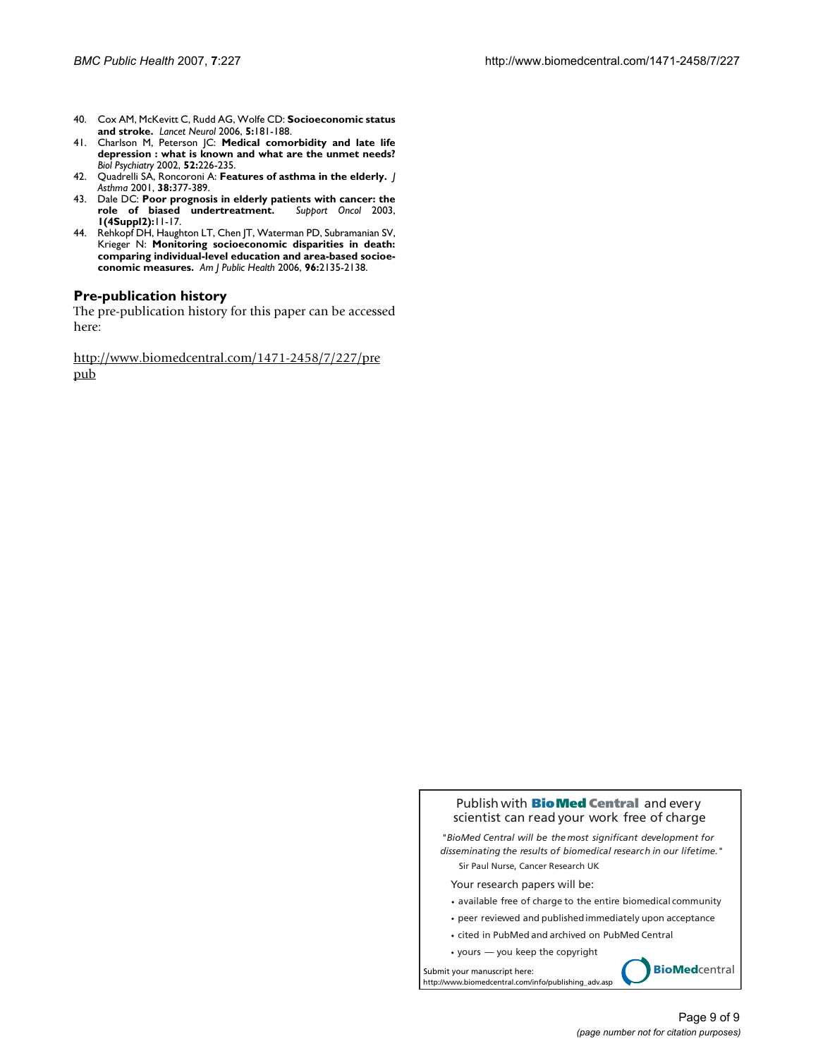40. Cox AM, McKevitt C, Rudd AG, Wolfe CD: **Socioeconomic status and stroke.** *Lancet Neurol* 2006, **5:**181-188.
41. Charlson M, Peterson JC: **Medical comorbidity and late life depression : what is known and what are the unmet needs?** *Biol Psychiatry* 2002, **52:**226-235.
42. Quadrelli SA, Roncoroni A: **Features of asthma in the elderly.** *J Asthma* 2001, **38:**377-389.
43. Dale DC: **Poor prognosis in elderly patients with cancer: the role of biased undertreatment.** *Support Oncol* 2003, **1(4Suppl2):**11-17.
44. Rehkopf DH, Haughton LT, Chen JT, Waterman PD, Subramanian SV, Krieger N: **Monitoring socioeconomic disparities in death: comparing individual-level education and area-based socioeconomic measures.** *Am J Public Health* 2006, **96:**2135-2138.

## Pre-publication history

The pre-publication history for this paper can be accessed here:

http://www.biomedcentral.com/1471-2458/7/227/prepub

Publish with **BioMed Central** and every scientist can read your work free of charge

*"BioMed Central will be the most significant development for disseminating the results of biomedical research in our lifetime."*

Sir Paul Nurse, Cancer Research UK

Your research papers will be:

- available free of charge to the entire biomedical community
- peer reviewed and published immediately upon acceptance
- cited in PubMed and archived on PubMed Central
- yours — you keep the copyright

Submit your manuscript here:
http://www.biomedcentral.com/info/publishing_adv.asp

**BioMed**central